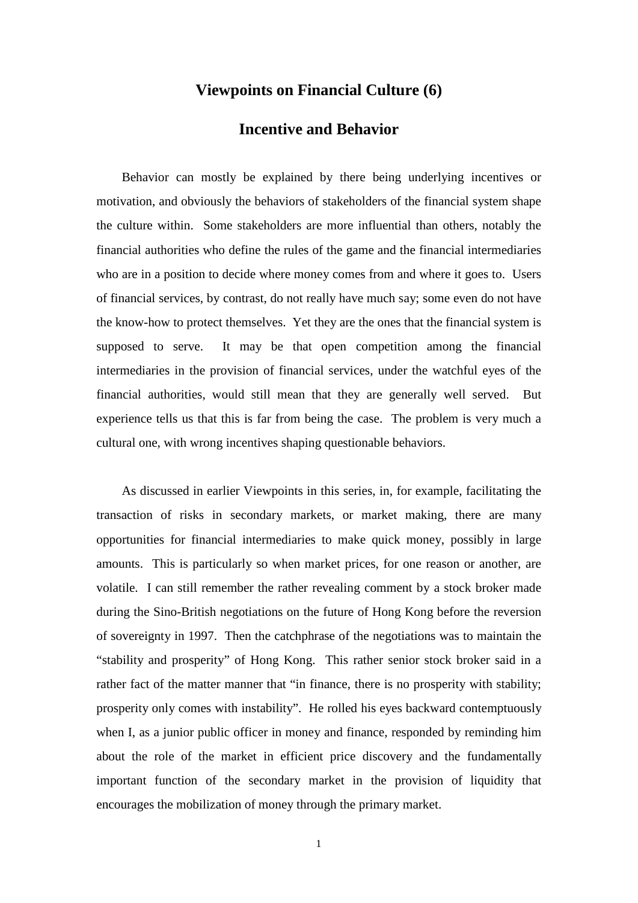# Viewpoints on Financial Culture (6)

## Incentive and Behavior

Behavior can mostly be explained by there being underlying incentives or motivation, and obviously the behaviors of stakeholders of the financial system shape the culture within. Some stakeholders are more influential than others, notably the financial authorities who define the rules of the game and the financial intermediaries who are in a position to decide where money comes from and where it goes to. Users of financial services, by contrast, do not really have much say; some even do not have the know-how to protect themselves. Yet they are the ones that the financial system is supposed to serve. It may be that open competition among the financial intermediaries in the provision of financial services, under the watchful eyes of the financial authorities, would still mean that they are generally well served. But experience tells us that this is far from being the case. The problem is very much a cultural one, with wrong incentives shaping questionable behaviors.

As discussed in earlier Viewpoints in this series, in, for example, facilitating the transaction of risks in secondary markets, or market making, there are many opportunities for financial intermediaries to make quick money, possibly in large amounts. This is particularly so when market prices, for one reason or another, are volatile. I can still remember the rather revealing comment by a stock broker made during the Sino-British negotiations on the future of Hong Kong before the reversion of sovereignty in 1997. Then the catchphrase of the negotiations was to maintain the "stability and prosperity" of Hong Kong. This rather senior stock broker said in a rather fact of the matter manner that "in finance, there is no prosperity with stability; prosperity only comes with instability". He rolled his eyes backward contemptuously when I, as a junior public officer in money and finance, responded by reminding him about the role of the market in efficient price discovery and the fundamentally important function of the secondary market in the provision of liquidity that encourages the mobilization of money through the primary market.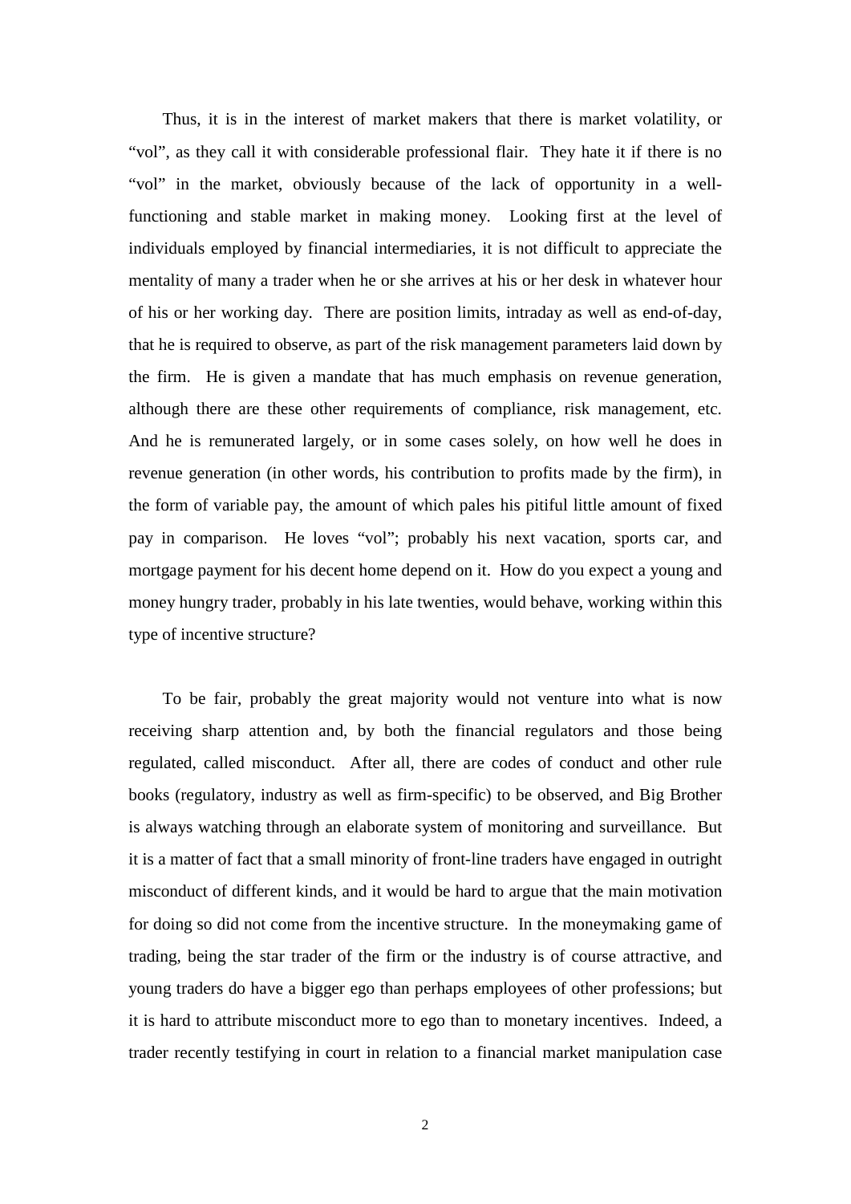Thus, it is in the interest of market makers that there is market volatility, or "vol", as they call it with considerable professional flair. They hate it if there is no "vol" in the market, obviously because of the lack of opportunity in a well-functioning and stable market in making money. Looking first at the level of individuals employed by financial intermediaries, it is not difficult to appreciate the mentality of many a trader when he or she arrives at his or her desk in whatever hour of his or her working day. There are position limits, intraday as well as end-of-day, that he is required to observe, as part of the risk management parameters laid down by the firm. He is given a mandate that has much emphasis on revenue generation, although there are these other requirements of compliance, risk management, etc. And he is remunerated largely, or in some cases solely, on how well he does in revenue generation (in other words, his contribution to profits made by the firm), in the form of variable pay, the amount of which pales his pitiful little amount of fixed pay in comparison. He loves "vol"; probably his next vacation, sports car, and mortgage payment for his decent home depend on it. How do you expect a young and money hungry trader, probably in his late twenties, would behave, working within this type of incentive structure?

To be fair, probably the great majority would not venture into what is now receiving sharp attention and, by both the financial regulators and those being regulated, called misconduct. After all, there are codes of conduct and other rule books (regulatory, industry as well as firm-specific) to be observed, and Big Brother is always watching through an elaborate system of monitoring and surveillance. But it is a matter of fact that a small minority of front-line traders have engaged in outright misconduct of different kinds, and it would be hard to argue that the main motivation for doing so did not come from the incentive structure. In the moneymaking game of trading, being the star trader of the firm or the industry is of course attractive, and young traders do have a bigger ego than perhaps employees of other professions; but it is hard to attribute misconduct more to ego than to monetary incentives. Indeed, a trader recently testifying in court in relation to a financial market manipulation case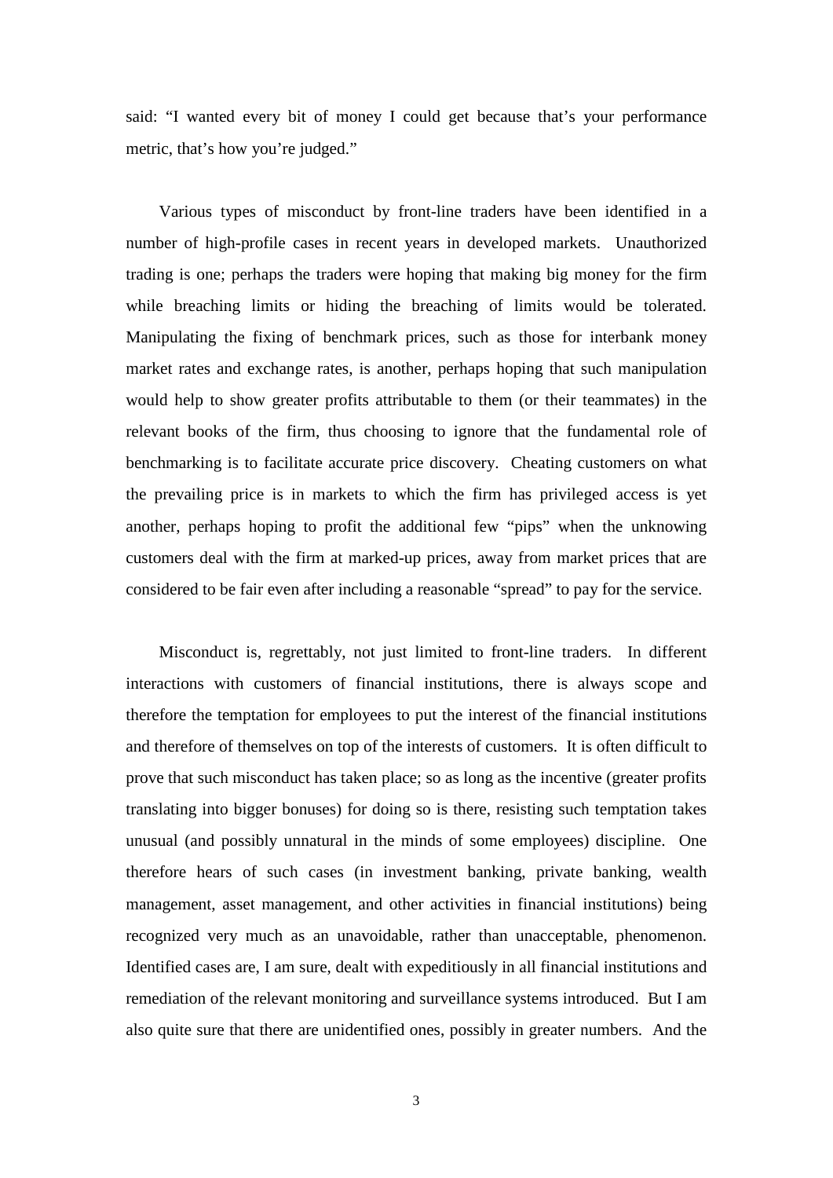said: "I wanted every bit of money I could get because that's your performance metric, that's how you're judged."

Various types of misconduct by front-line traders have been identified in a number of high-profile cases in recent years in developed markets. Unauthorized trading is one; perhaps the traders were hoping that making big money for the firm while breaching limits or hiding the breaching of limits would be tolerated. Manipulating the fixing of benchmark prices, such as those for interbank money market rates and exchange rates, is another, perhaps hoping that such manipulation would help to show greater profits attributable to them (or their teammates) in the relevant books of the firm, thus choosing to ignore that the fundamental role of benchmarking is to facilitate accurate price discovery. Cheating customers on what the prevailing price is in markets to which the firm has privileged access is yet another, perhaps hoping to profit the additional few "pips" when the unknowing customers deal with the firm at marked-up prices, away from market prices that are considered to be fair even after including a reasonable "spread" to pay for the service.

Misconduct is, regrettably, not just limited to front-line traders. In different interactions with customers of financial institutions, there is always scope and therefore the temptation for employees to put the interest of the financial institutions and therefore of themselves on top of the interests of customers. It is often difficult to prove that such misconduct has taken place; so as long as the incentive (greater profits translating into bigger bonuses) for doing so is there, resisting such temptation takes unusual (and possibly unnatural in the minds of some employees) discipline. One therefore hears of such cases (in investment banking, private banking, wealth management, asset management, and other activities in financial institutions) being recognized very much as an unavoidable, rather than unacceptable, phenomenon. Identified cases are, I am sure, dealt with expeditiously in all financial institutions and remediation of the relevant monitoring and surveillance systems introduced. But I am also quite sure that there are unidentified ones, possibly in greater numbers. And the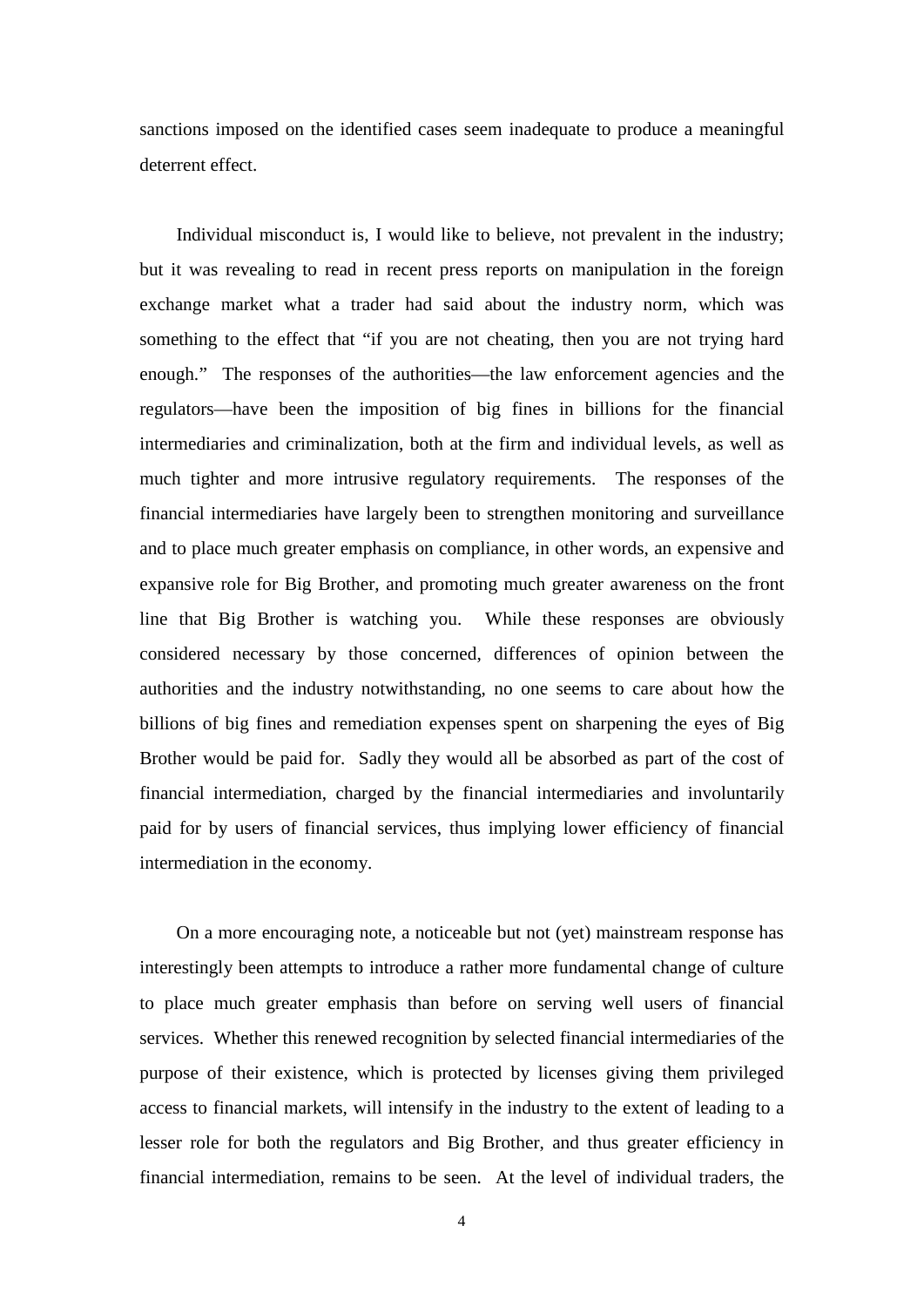sanctions imposed on the identified cases seem inadequate to produce a meaningful deterrent effect.

Individual misconduct is, I would like to believe, not prevalent in the industry; but it was revealing to read in recent press reports on manipulation in the foreign exchange market what a trader had said about the industry norm, which was something to the effect that "if you are not cheating, then you are not trying hard enough." The responses of the authorities—the law enforcement agencies and the regulators—have been the imposition of big fines in billions for the financial intermediaries and criminalization, both at the firm and individual levels, as well as much tighter and more intrusive regulatory requirements. The responses of the financial intermediaries have largely been to strengthen monitoring and surveillance and to place much greater emphasis on compliance, in other words, an expensive and expansive role for Big Brother, and promoting much greater awareness on the front line that Big Brother is watching you. While these responses are obviously considered necessary by those concerned, differences of opinion between the authorities and the industry notwithstanding, no one seems to care about how the billions of big fines and remediation expenses spent on sharpening the eyes of Big Brother would be paid for. Sadly they would all be absorbed as part of the cost of financial intermediation, charged by the financial intermediaries and involuntarily paid for by users of financial services, thus implying lower efficiency of financial intermediation in the economy.

On a more encouraging note, a noticeable but not (yet) mainstream response has interestingly been attempts to introduce a rather more fundamental change of culture to place much greater emphasis than before on serving well users of financial services. Whether this renewed recognition by selected financial intermediaries of the purpose of their existence, which is protected by licenses giving them privileged access to financial markets, will intensify in the industry to the extent of leading to a lesser role for both the regulators and Big Brother, and thus greater efficiency in financial intermediation, remains to be seen. At the level of individual traders, the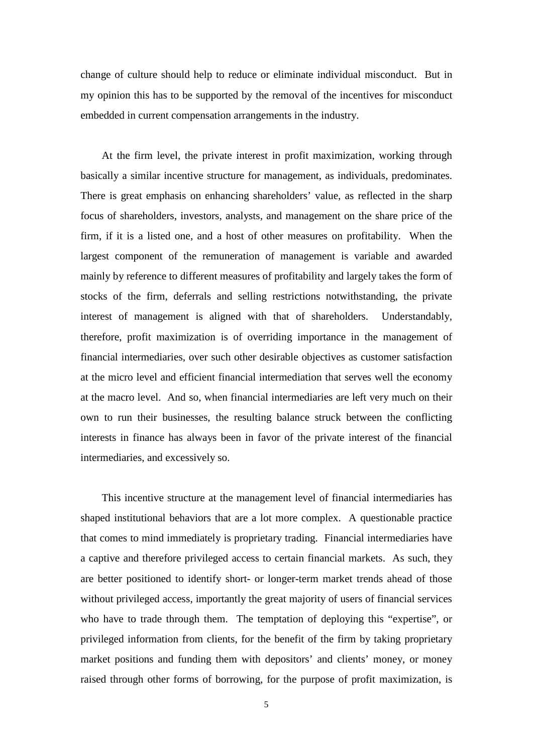change of culture should help to reduce or eliminate individual misconduct. But in my opinion this has to be supported by the removal of the incentives for misconduct embedded in current compensation arrangements in the industry.

At the firm level, the private interest in profit maximization, working through basically a similar incentive structure for management, as individuals, predominates. There is great emphasis on enhancing shareholders' value, as reflected in the sharp focus of shareholders, investors, analysts, and management on the share price of the firm, if it is a listed one, and a host of other measures on profitability. When the largest component of the remuneration of management is variable and awarded mainly by reference to different measures of profitability and largely takes the form of stocks of the firm, deferrals and selling restrictions notwithstanding, the private interest of management is aligned with that of shareholders. Understandably, therefore, profit maximization is of overriding importance in the management of financial intermediaries, over such other desirable objectives as customer satisfaction at the micro level and efficient financial intermediation that serves well the economy at the macro level. And so, when financial intermediaries are left very much on their own to run their businesses, the resulting balance struck between the conflicting interests in finance has always been in favor of the private interest of the financial intermediaries, and excessively so.

This incentive structure at the management level of financial intermediaries has shaped institutional behaviors that are a lot more complex. A questionable practice that comes to mind immediately is proprietary trading. Financial intermediaries have a captive and therefore privileged access to certain financial markets. As such, they are better positioned to identify short- or longer-term market trends ahead of those without privileged access, importantly the great majority of users of financial services who have to trade through them. The temptation of deploying this "expertise", or privileged information from clients, for the benefit of the firm by taking proprietary market positions and funding them with depositors' and clients' money, or money raised through other forms of borrowing, for the purpose of profit maximization, is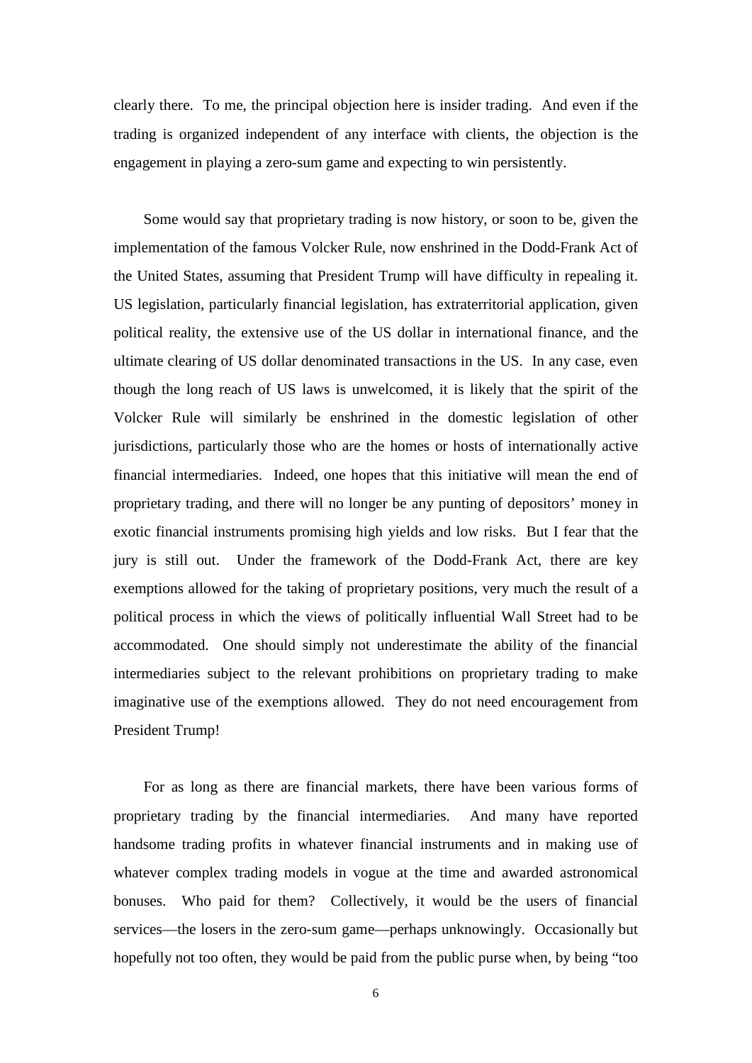clearly there. To me, the principal objection here is insider trading. And even if the trading is organized independent of any interface with clients, the objection is the engagement in playing a zero-sum game and expecting to win persistently.

Some would say that proprietary trading is now history, or soon to be, given the implementation of the famous Volcker Rule, now enshrined in the Dodd-Frank Act of the United States, assuming that President Trump will have difficulty in repealing it. US legislation, particularly financial legislation, has extraterritorial application, given political reality, the extensive use of the US dollar in international finance, and the ultimate clearing of US dollar denominated transactions in the US. In any case, even though the long reach of US laws is unwelcomed, it is likely that the spirit of the Volcker Rule will similarly be enshrined in the domestic legislation of other jurisdictions, particularly those who are the homes or hosts of internationally active financial intermediaries. Indeed, one hopes that this initiative will mean the end of proprietary trading, and there will no longer be any punting of depositors' money in exotic financial instruments promising high yields and low risks. But I fear that the jury is still out. Under the framework of the Dodd-Frank Act, there are key exemptions allowed for the taking of proprietary positions, very much the result of a political process in which the views of politically influential Wall Street had to be accommodated. One should simply not underestimate the ability of the financial intermediaries subject to the relevant prohibitions on proprietary trading to make imaginative use of the exemptions allowed. They do not need encouragement from President Trump!

For as long as there are financial markets, there have been various forms of proprietary trading by the financial intermediaries. And many have reported handsome trading profits in whatever financial instruments and in making use of whatever complex trading models in vogue at the time and awarded astronomical bonuses. Who paid for them? Collectively, it would be the users of financial services—the losers in the zero-sum game—perhaps unknowingly. Occasionally but hopefully not too often, they would be paid from the public purse when, by being "too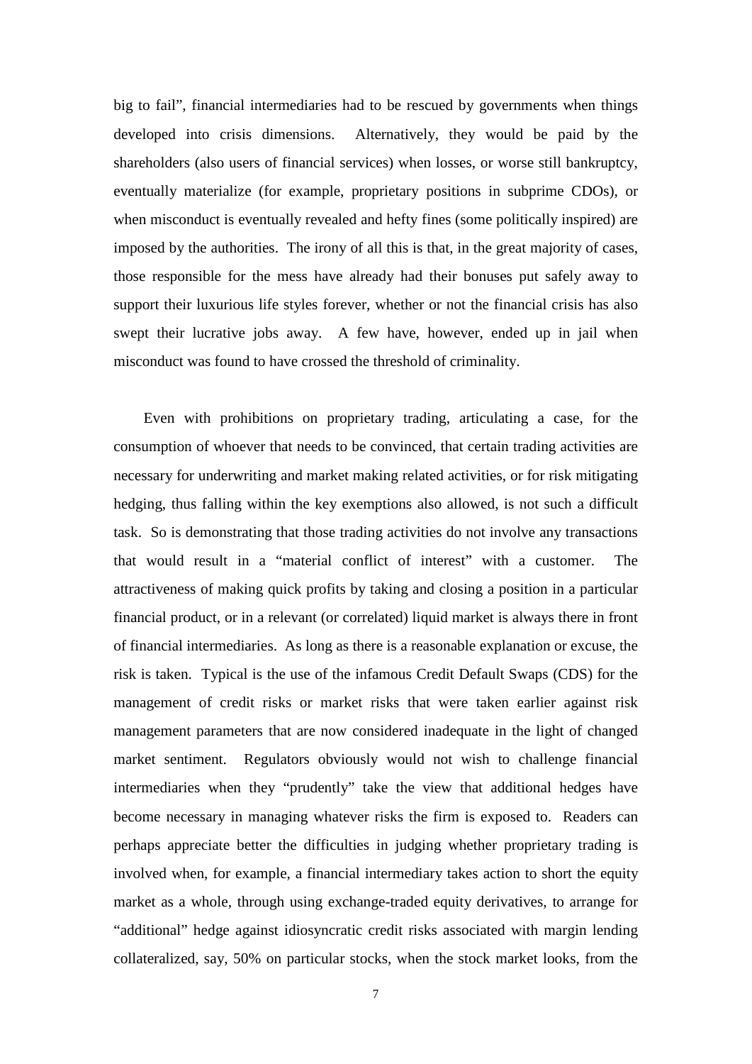big to fail", financial intermediaries had to be rescued by governments when things developed into crisis dimensions. Alternatively, they would be paid by the shareholders (also users of financial services) when losses, or worse still bankruptcy, eventually materialize (for example, proprietary positions in subprime CDOs), or when misconduct is eventually revealed and hefty fines (some politically inspired) are imposed by the authorities. The irony of all this is that, in the great majority of cases, those responsible for the mess have already had their bonuses put safely away to support their luxurious life styles forever, whether or not the financial crisis has also swept their lucrative jobs away. A few have, however, ended up in jail when misconduct was found to have crossed the threshold of criminality.

Even with prohibitions on proprietary trading, articulating a case, for the consumption of whoever that needs to be convinced, that certain trading activities are necessary for underwriting and market making related activities, or for risk mitigating hedging, thus falling within the key exemptions also allowed, is not such a difficult task. So is demonstrating that those trading activities do not involve any transactions that would result in a "material conflict of interest" with a customer. The attractiveness of making quick profits by taking and closing a position in a particular financial product, or in a relevant (or correlated) liquid market is always there in front of financial intermediaries. As long as there is a reasonable explanation or excuse, the risk is taken. Typical is the use of the infamous Credit Default Swaps (CDS) for the management of credit risks or market risks that were taken earlier against risk management parameters that are now considered inadequate in the light of changed market sentiment. Regulators obviously would not wish to challenge financial intermediaries when they "prudently" take the view that additional hedges have become necessary in managing whatever risks the firm is exposed to. Readers can perhaps appreciate better the difficulties in judging whether proprietary trading is involved when, for example, a financial intermediary takes action to short the equity market as a whole, through using exchange-traded equity derivatives, to arrange for "additional" hedge against idiosyncratic credit risks associated with margin lending collateralized, say, 50% on particular stocks, when the stock market looks, from the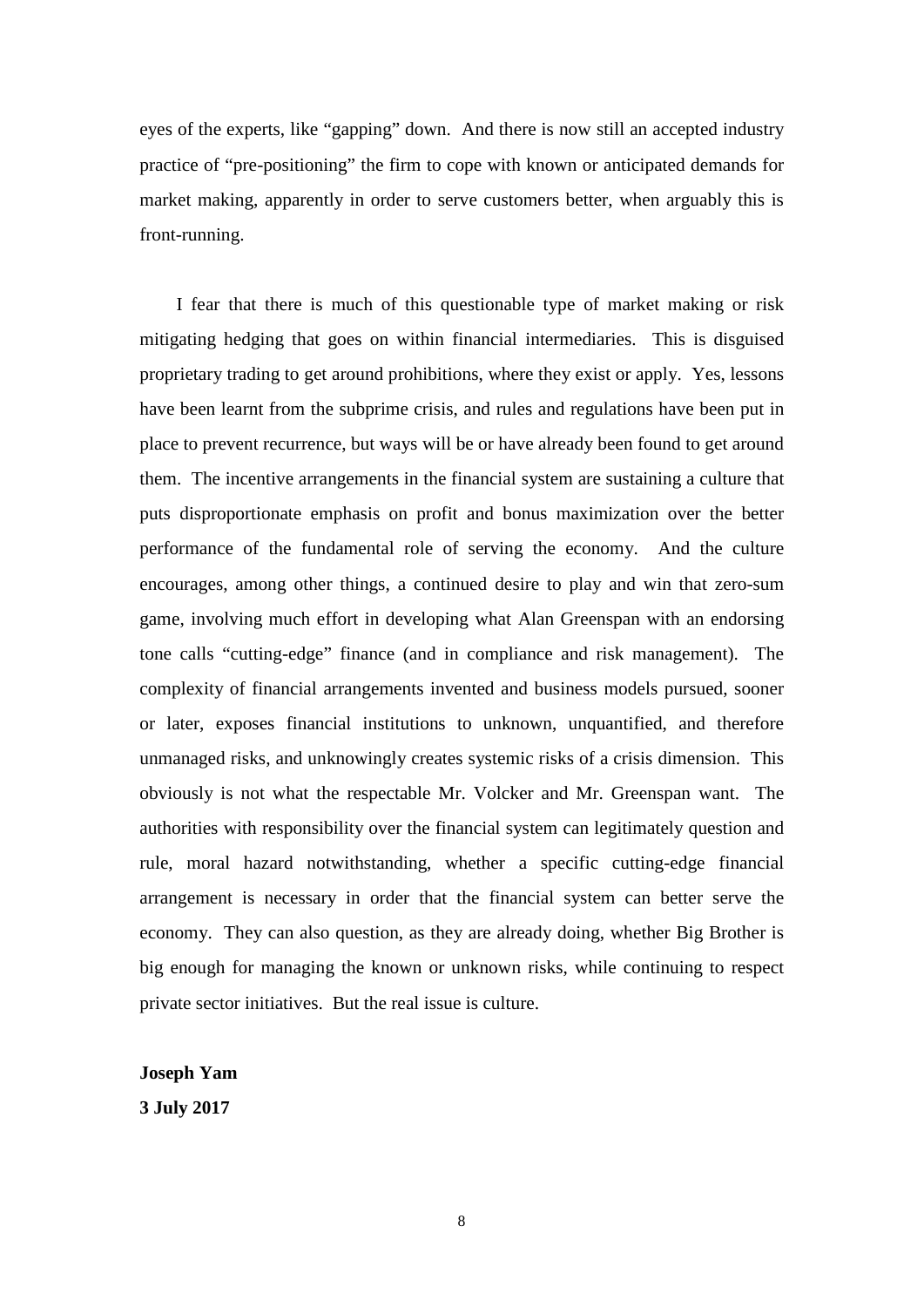eyes of the experts, like "gapping" down. And there is now still an accepted industry practice of "pre-positioning" the firm to cope with known or anticipated demands for market making, apparently in order to serve customers better, when arguably this is front-running.

I fear that there is much of this questionable type of market making or risk mitigating hedging that goes on within financial intermediaries. This is disguised proprietary trading to get around prohibitions, where they exist or apply. Yes, lessons have been learnt from the subprime crisis, and rules and regulations have been put in place to prevent recurrence, but ways will be or have already been found to get around them. The incentive arrangements in the financial system are sustaining a culture that puts disproportionate emphasis on profit and bonus maximization over the better performance of the fundamental role of serving the economy. And the culture encourages, among other things, a continued desire to play and win that zero-sum game, involving much effort in developing what Alan Greenspan with an endorsing tone calls "cutting-edge" finance (and in compliance and risk management). The complexity of financial arrangements invented and business models pursued, sooner or later, exposes financial institutions to unknown, unquantified, and therefore unmanaged risks, and unknowingly creates systemic risks of a crisis dimension. This obviously is not what the respectable Mr. Volcker and Mr. Greenspan want. The authorities with responsibility over the financial system can legitimately question and rule, moral hazard notwithstanding, whether a specific cutting-edge financial arrangement is necessary in order that the financial system can better serve the economy. They can also question, as they are already doing, whether Big Brother is big enough for managing the known or unknown risks, while continuing to respect private sector initiatives. But the real issue is culture.

**Joseph Yam**
**3 July 2017**